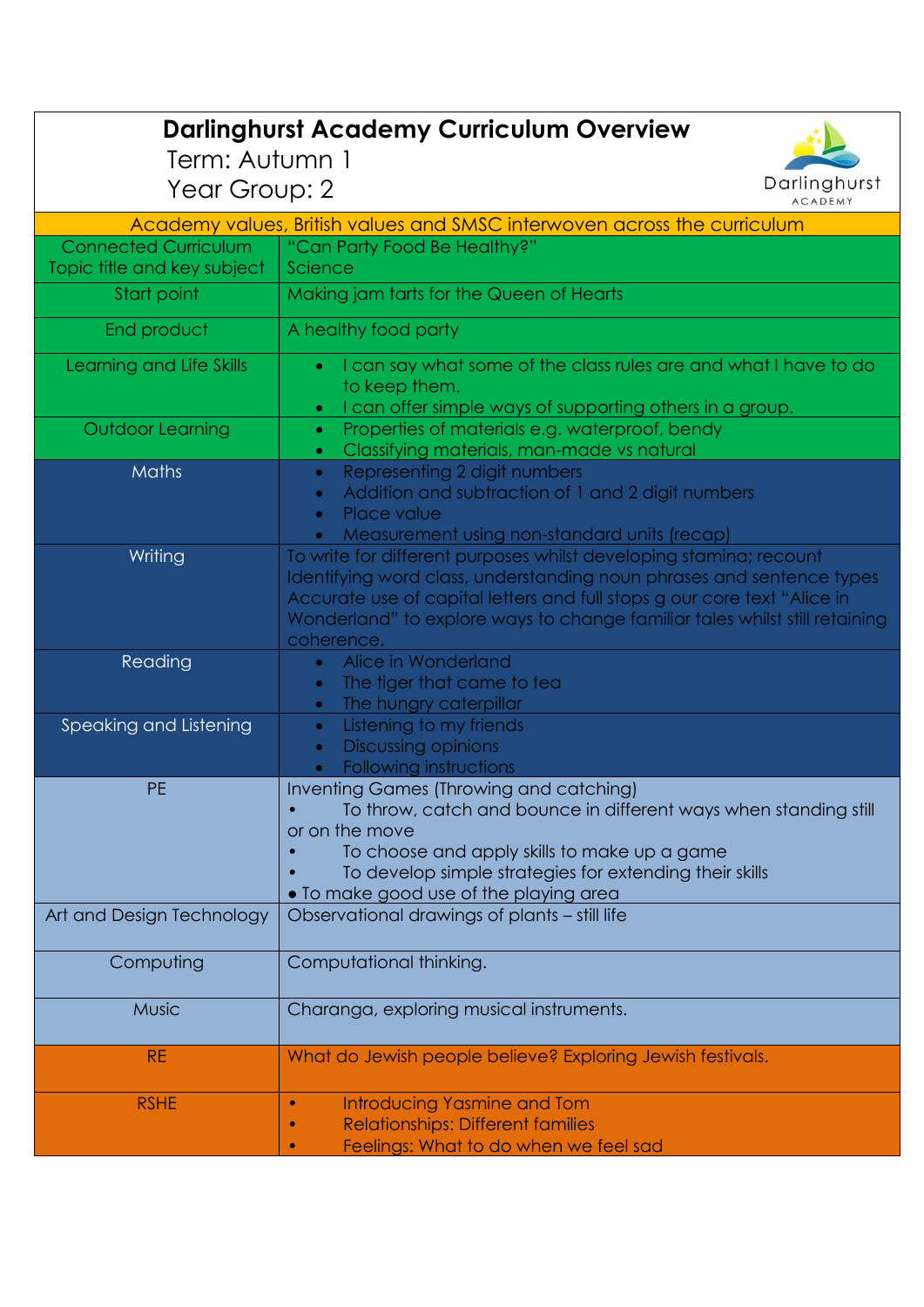# Darlinghurst Academy Curriculum Overview

Term: Autumn 1

Year Group: 2

| Academy values, British values and SMSC interwoven across the curriculum | |
|---|---|
| Connected Curriculum Topic title and key subject | "Can Party Food Be Healthy?" Science |
| Start point | Making jam tarts for the Queen of Hearts |
| End product | A healthy food party |
| Learning and Life Skills | • I can say what some of the class rules are and what I have to do to keep them. • I can offer simple ways of supporting others in a group. |
| Outdoor Learning | • Properties of materials e.g. waterproof, bendy • Classifying materials, man-made vs natural |
| Maths | • Representing 2 digit numbers • Addition and subtraction of 1 and 2 digit numbers • Place value • Measurement using non-standard units (recap) |
| Writing | To write for different purposes whilst developing stamina; recount Identifying word class, understanding noun phrases and sentence types Accurate use of capital letters and full stops g our core text "Alice in Wonderland" to explore ways to change familiar tales whilst still retaining coherence. |
| Reading | • Alice in Wonderland • The tiger that came to tea • The hungry caterpillar |
| Speaking and Listening | • Listening to my friends • Discussing opinions • Following instructions |
| PE | Inventing Games (Throwing and catching) • To throw, catch and bounce in different ways when standing still or on the move • To choose and apply skills to make up a game • To develop simple strategies for extending their skills • To make good use of the playing area |
| Art and Design Technology | Observational drawings of plants – still life |
| Computing | Computational thinking. |
| Music | Charanga, exploring musical instruments. |
| RE | What do Jewish people believe? Exploring Jewish festivals. |
| RSHE | • Introducing Yasmine and Tom • Relationships: Different families • Feelings: What to do when we feel sad |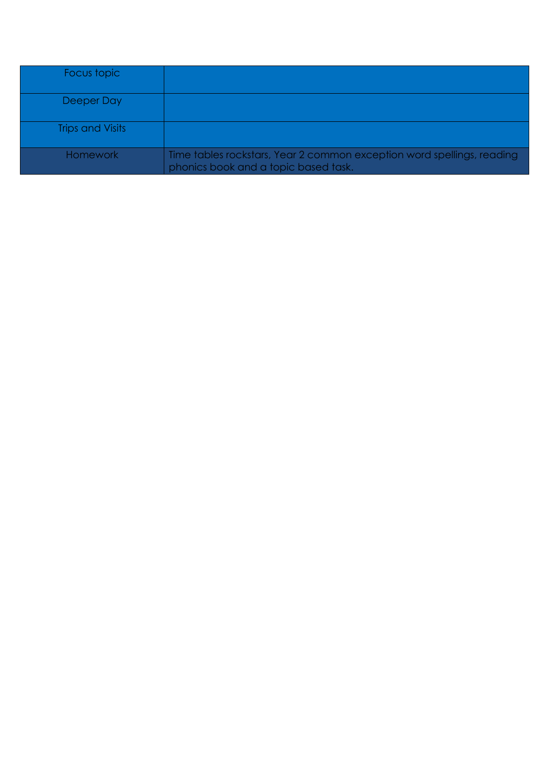| | |
|---|---|
| Focus topic | |
| Deeper Day | |
| Trips and Visits | |
| Homework | Time tables rockstars, Year 2 common exception word spellings, reading phonics book and a topic based task. |